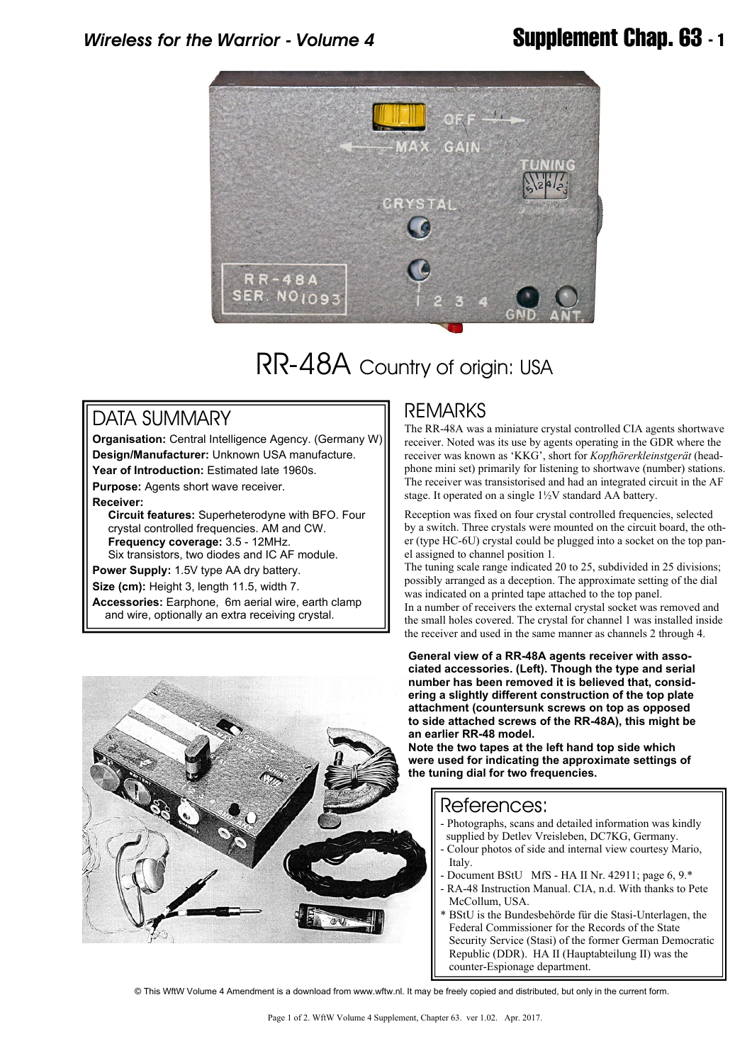# RR-48A Country of origin: USA

## DATA SUMMARY

**Organisation:** Central Intelligence Agency. (Germany W)

**Design/Manufacturer:** Unknown USA manufacture.

**Year of Introduction:** Estimated late 1960s.

**Purpose:** Agents short wave receiver.

**Receiver:**

- **Circuit features:** Superheterodyne with BFO. Four crystal controlled frequencies. AM and CW.
- **Frequency coverage:** 3.5 - 12MHz.
- Six transistors, two diodes and IC AF module.

**Power Supply:** 1.5V type AA dry battery.

**Size (cm):** Height 3, length 11.5, width 7.

**Accessories:** Earphone, 6m aerial wire, earth clamp and wire, optionally an extra receiving crystal.

## REMARKS

The RR-48A was a miniature crystal controlled CIA agents shortwave receiver. Noted was its use by agents operating in the GDR where the receiver was known as 'KKG', short for *Kopfhörerkleinstgerät* (headphone mini set) primarily for listening to shortwave (number) stations. The receiver was transistorised and had an integrated circuit in the AF stage. It operated on a single 1½V standard AA battery.

Reception was fixed on four crystal controlled frequencies, selected by a switch. Three crystals were mounted on the circuit board, the other (type HC-6U) crystal could be plugged into a socket on the top panel assigned to channel position 1.

The tuning scale range indicated 20 to 25, subdivided in 25 divisions; possibly arranged as a deception. The approximate setting of the dial was indicated on a printed tape attached to the top panel.

In a number of receivers the external crystal socket was removed and the small holes covered. The crystal for channel 1 was installed inside the receiver and used in the same manner as channels 2 through 4.

**General view of a RR-48A agents receiver with associated accessories. (Left). Though the type and serial number has been removed it is believed that, considering a slightly different construction of the top plate attachment (countersunk screws on top as opposed to side attached screws of the RR-48A), this might be an earlier RR-48 model.**
**Note the two tapes at the left hand top side which were used for indicating the approximate settings of the tuning dial for two frequencies.**

## References:

- Photographs, scans and detailed information was kindly supplied by Detlev Vreisleben, DC7KG, Germany.
- Colour photos of side and internal view courtesy Mario, Italy.
- Document BStU MfS - HA II Nr. 42911; page 6, 9.*
- RA-48 Instruction Manual. CIA, n.d. With thanks to Pete McCollum, USA.

\* BStU is the Bundesbehörde für die Stasi-Unterlagen, the Federal Commissioner for the Records of the State Security Service (Stasi) of the former German Democratic Republic (DDR). HA II (Hauptabteilung II) was the counter-Espionage department.

© This WftW Volume 4 Amendment is a download from www.wftw.nl. It may be freely copied and distributed, but only in the current form.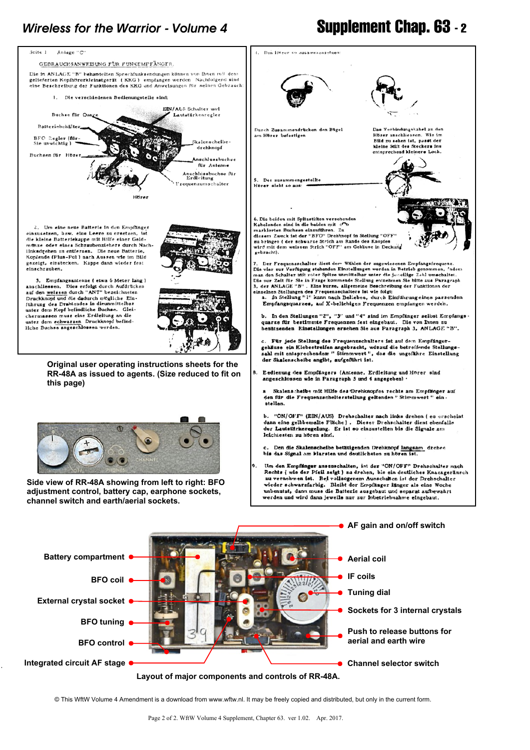Seite 1 Anlage "C"

GEBRAUCHSANWEISUNG FÜR FUNKEMPFÄNGER.

Die in ANLAGE "B" behandelten Sprachfunksendungen können von Ihnen mit dem gelieferten Kopfhörerkleinstgerät ( KKG ) empfangen werden. Nachfolgend sind eine Beschreibung der Funktionen des KKG und Anweisungen für seinen Gebrauch:

1. Die verschiedenen Bedienungsteile sind:

Buchse für Quarz
EIN/AUS Schalter und Lautstärkenregler
Batteriebehälter
BFO Regler (für Sie unwichtig)
Skalenscheibe-drehknopf
Buchsen für Hörer
Anschlussbuchse für Antenne
Anschlussbuchse für Erdleitung
Frequenzumschalter
Hörer

2. Um eine neue Batterie in den Empfänger einzusetzen, bzw. eine Leere zu ersetzen, ist die kleine Batteriekappe mit Hilfe einer Geldmünze oder eines Schraubenziehers durch Nach-linksdrehen zu entfernen. Die neue Batterie, Kopfende (Plus-Pol) nach Aussen wie im Bild gezeigt, einstecken. Kappe dann wieder fest einschrauben.

3. Empfangsantenne ( etwa 6 Meter lang ) anschliessen. Dies erfolgt durch Aufdrücken auf den weissen durch "ANT" bezeichneten Druckknopf und die dadurch mögliche Einführung des Drahtendes in dieunmittelbar unter dem Kopf befindliche Buchse. Gleichermassen muss eine Erdleitung an die unter dem schwarzen Druckknopf befindliche Buchse angeschlossen werden.

4. Den Hörer so zusammensetzen:

Durch Zusammendrücken den Bügel am Hörer befestigen

Das Verbindungskabel an den Hörer anschliessen. Wie im Bild zu sehen ist, passt der kleine Stift des Steckers ins entsprechend kleinere Loch.

5. Der zusammengestellte Hörer sieht so aus:

6. Die beiden mit Spitzstiften versehenden Kabelenden sind in die beiden mit ↶ markierten Buchsen einzuführen. Zu diesem Zweck ist der "BFO" Drehknopf in Stellung "OFF" zu bringen ( der schwarze Strich am Rande des Knopfes wird mit dem weissen Strich "OFF" am Gehäuse in Deckung gebracht).

7. Der Frequenzschalter dient dem Wählen der zugewiesenen Empfangsfrequenz. Die vier zur Verfügung stehenden Einstellungen werden in Betrieb genommen, indem man den Schalter mit roter Spitze unmittelbar unter die jeweilige Zahl umschaltet. Die zur Zeit für Sie in Frage kommende Stellung entnehmen Sie bitte aus Paragraph 3. der ANLAGE "B". Eine kurze, allgemeine Beschreibung der Funktionen der einzelnen Stellungen des Frequenzschalters ist wie folgt:

a. In Stellung "1" kann nach Belieben, durch Einführung eines passenden Empfangsquarzes, auf X-beliebigen Frequenzen empfangen werden.

b. In den Stellungen "2", "3" und "4" sind im Empfänger selbst Empfangsquarze für bestimmte Frequenzen fest eingebaut. Die von Ihnen zu benützenden Einstellungen ersehen Sie aus Paragraph 3, ANLAGE "B".

c. Für jede Stellung des Frequenzschalters ist auf dem Empfängergehäuse ein Klebestreifen angebracht, worauf die betreffende Stellungszahl mit entsprechendem " Stimmwert ", das die ungefähre Einstellung der Skalenscheibe angibt, aufgeführt ist.

8. Bedienung des Empfängers (Antenne, Erdleitung und Hörer sind angeschlossen wie in Paragraph 3 und 4 angegeben) :

a. Skalenscheibe mit Hilfe des Drehknopfes rechts am Empfänger auf den für die Frequenzschalterstellung geltenden " Stimmwert " einstellen.

b. "ON/OFF" (EIN/AUS) Drehschalter nach links drehen ( es erscheint dann eine gelbbemalte Fläche ). Dieser Drehschalter dient ebenfalls der Lautstärkeregelung. Er ist so einzustellen bis die Signale am leichtesten zu hören sind.

c. Den die Skalenscheibe betätigenden Drehknopf langsam drehen bis das Signal am klarsten und deutlichsten zu hören ist.

9. Um den Empfänger auszuschalten, ist der "ON/OFF" Drehschalter nach Rechts ( wie der Pfeil zeigt ) zu drehen, bis ein deutliches Knackgeräusch zu vernehmen ist. Bei vollzogenem Ausschalten ist der Drehschalter wieder schwarzfarbig. Bleibt der Empfänger länger als eine Woche unbenutzt, dann muss die Batterie ausgebaut und separat aufbewahrt werden und wird dann jeweils nur zur Inbetriebnahme eingebaut.

Original user operating instructions sheets for the RR-48A as issued to agents. (Size reduced to fit on this page)

BFO BATTERY CHANNEL PHONES

Side view of RR-48A showing from left to right: BFO adjustment control, battery cap, earphone sockets, channel switch and earth/aerial sockets.

AF gain and on/off switch
Battery compartment
Aerial coil
BFO coil
IF coils
Tuning dial
External crystal socket
Sockets for 3 internal crystals
BFO tuning
Push to release buttons for aerial and earth wire
BFO control
Integrated circuit AF stage
Channel selector switch

Layout of major components and controls of RR-48A.

© This WftW Volume 4 Amendment is a download from www.wftw.nl. It may be freely copied and distributed, but only in the current form.